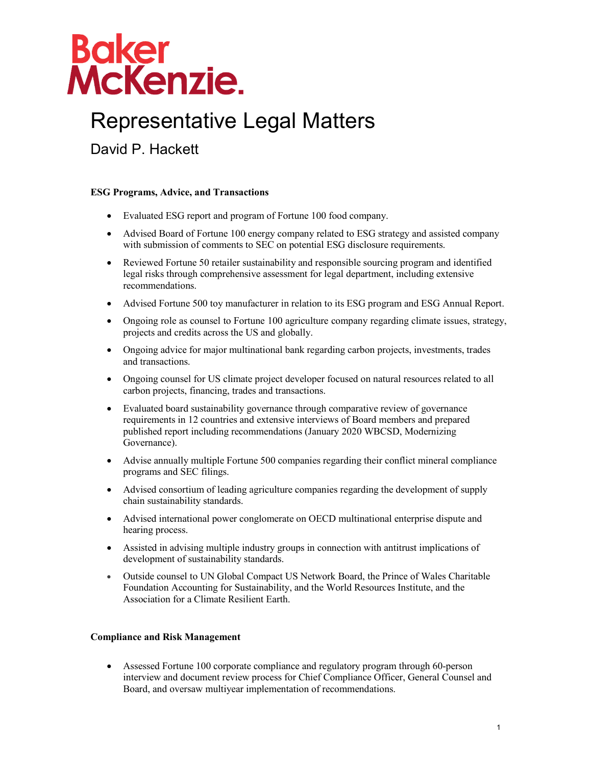Baker McKenzie.

# Representative Legal Matters

## David P. Hackett

**ESG Programs, Advice, and Transactions**

- Evaluated ESG report and program of Fortune 100 food company.
- Advised Board of Fortune 100 energy company related to ESG strategy and assisted company with submission of comments to SEC on potential ESG disclosure requirements.
- Reviewed Fortune 50 retailer sustainability and responsible sourcing program and identified legal risks through comprehensive assessment for legal department, including extensive recommendations.
- Advised Fortune 500 toy manufacturer in relation to its ESG program and ESG Annual Report.
- Ongoing role as counsel to Fortune 100 agriculture company regarding climate issues, strategy, projects and credits across the US and globally.
- Ongoing advice for major multinational bank regarding carbon projects, investments, trades and transactions.
- Ongoing counsel for US climate project developer focused on natural resources related to all carbon projects, financing, trades and transactions.
- Evaluated board sustainability governance through comparative review of governance requirements in 12 countries and extensive interviews of Board members and prepared published report including recommendations (January 2020 WBCSD, Modernizing Governance).
- Advise annually multiple Fortune 500 companies regarding their conflict mineral compliance programs and SEC filings.
- Advised consortium of leading agriculture companies regarding the development of supply chain sustainability standards.
- Advised international power conglomerate on OECD multinational enterprise dispute and hearing process.
- Assisted in advising multiple industry groups in connection with antitrust implications of development of sustainability standards.
- Outside counsel to UN Global Compact US Network Board, the Prince of Wales Charitable Foundation Accounting for Sustainability, and the World Resources Institute, and the Association for a Climate Resilient Earth.

**Compliance and Risk Management**

- Assessed Fortune 100 corporate compliance and regulatory program through 60-person interview and document review process for Chief Compliance Officer, General Counsel and Board, and oversaw multiyear implementation of recommendations.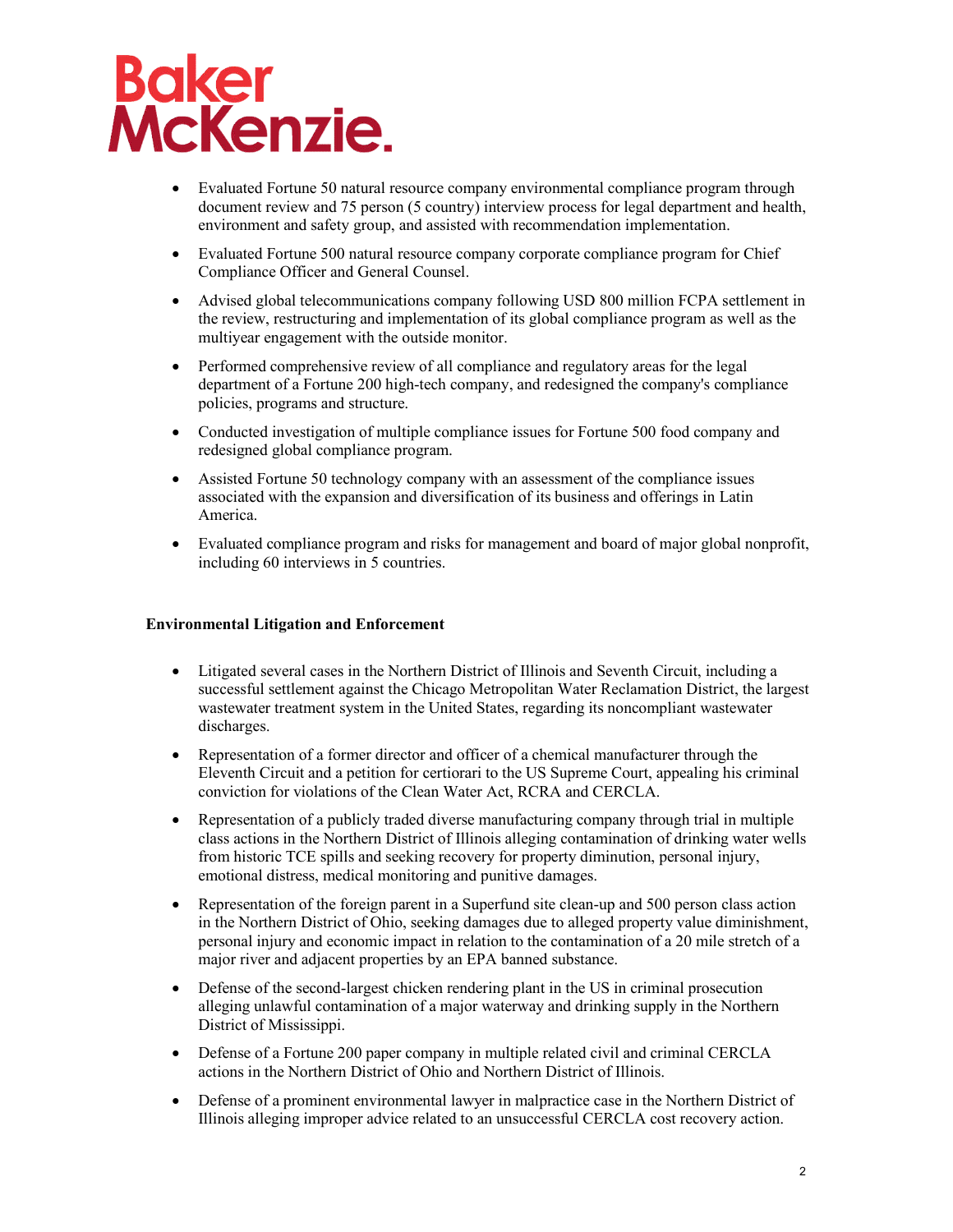- Evaluated Fortune 50 natural resource company environmental compliance program through document review and 75 person (5 country) interview process for legal department and health, environment and safety group, and assisted with recommendation implementation.
- Evaluated Fortune 500 natural resource company corporate compliance program for Chief Compliance Officer and General Counsel.
- Advised global telecommunications company following USD 800 million FCPA settlement in the review, restructuring and implementation of its global compliance program as well as the multiyear engagement with the outside monitor.
- Performed comprehensive review of all compliance and regulatory areas for the legal department of a Fortune 200 high-tech company, and redesigned the company's compliance policies, programs and structure.
- Conducted investigation of multiple compliance issues for Fortune 500 food company and redesigned global compliance program.
- Assisted Fortune 50 technology company with an assessment of the compliance issues associated with the expansion and diversification of its business and offerings in Latin America.
- Evaluated compliance program and risks for management and board of major global nonprofit, including 60 interviews in 5 countries.

**Environmental Litigation and Enforcement**

- Litigated several cases in the Northern District of Illinois and Seventh Circuit, including a successful settlement against the Chicago Metropolitan Water Reclamation District, the largest wastewater treatment system in the United States, regarding its noncompliant wastewater discharges.
- Representation of a former director and officer of a chemical manufacturer through the Eleventh Circuit and a petition for certiorari to the US Supreme Court, appealing his criminal conviction for violations of the Clean Water Act, RCRA and CERCLA.
- Representation of a publicly traded diverse manufacturing company through trial in multiple class actions in the Northern District of Illinois alleging contamination of drinking water wells from historic TCE spills and seeking recovery for property diminution, personal injury, emotional distress, medical monitoring and punitive damages.
- Representation of the foreign parent in a Superfund site clean-up and 500 person class action in the Northern District of Ohio, seeking damages due to alleged property value diminishment, personal injury and economic impact in relation to the contamination of a 20 mile stretch of a major river and adjacent properties by an EPA banned substance.
- Defense of the second-largest chicken rendering plant in the US in criminal prosecution alleging unlawful contamination of a major waterway and drinking supply in the Northern District of Mississippi.
- Defense of a Fortune 200 paper company in multiple related civil and criminal CERCLA actions in the Northern District of Ohio and Northern District of Illinois.
- Defense of a prominent environmental lawyer in malpractice case in the Northern District of Illinois alleging improper advice related to an unsuccessful CERCLA cost recovery action.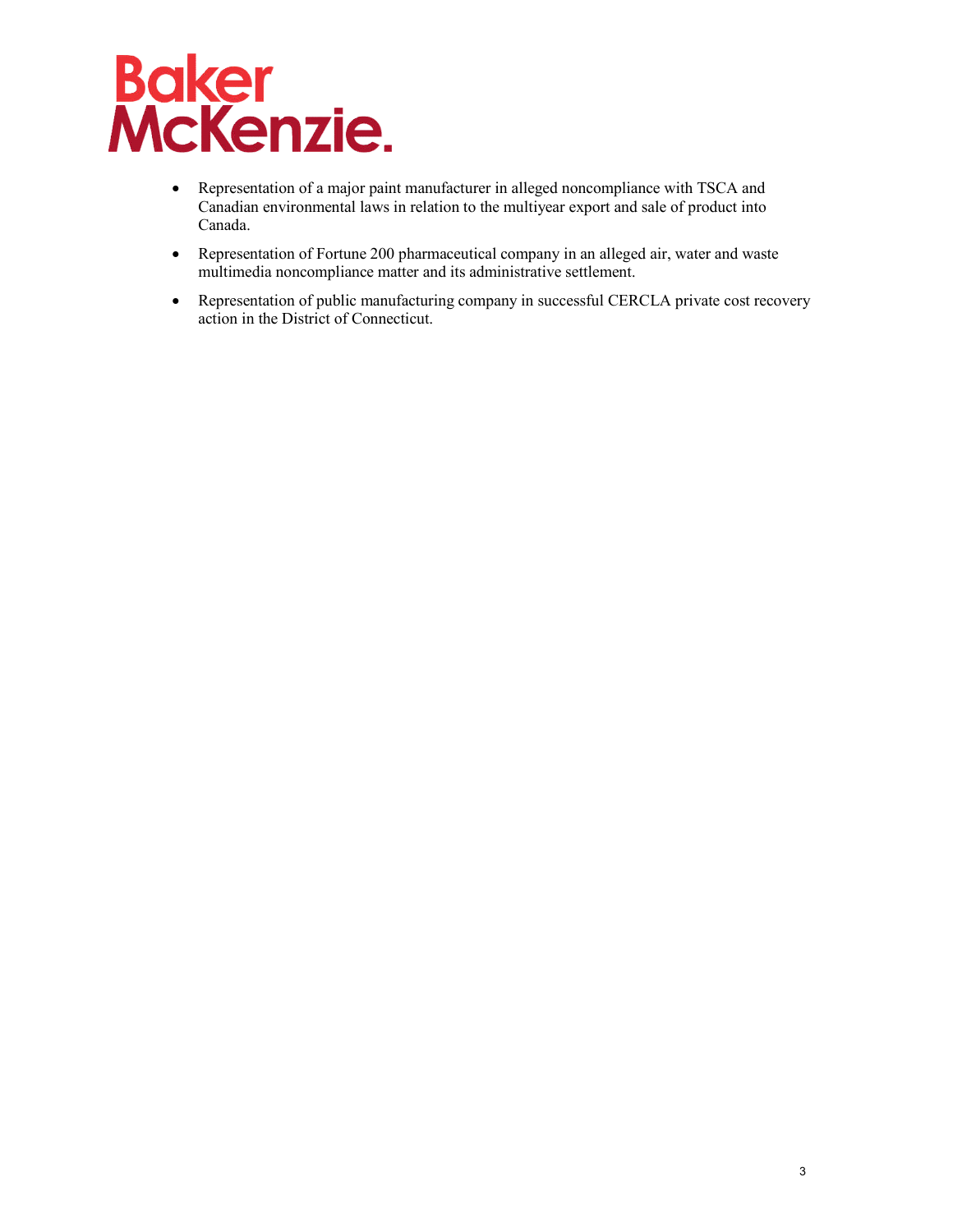- Representation of a major paint manufacturer in alleged noncompliance with TSCA and Canadian environmental laws in relation to the multiyear export and sale of product into Canada.
- Representation of Fortune 200 pharmaceutical company in an alleged air, water and waste multimedia noncompliance matter and its administrative settlement.
- Representation of public manufacturing company in successful CERCLA private cost recovery action in the District of Connecticut.